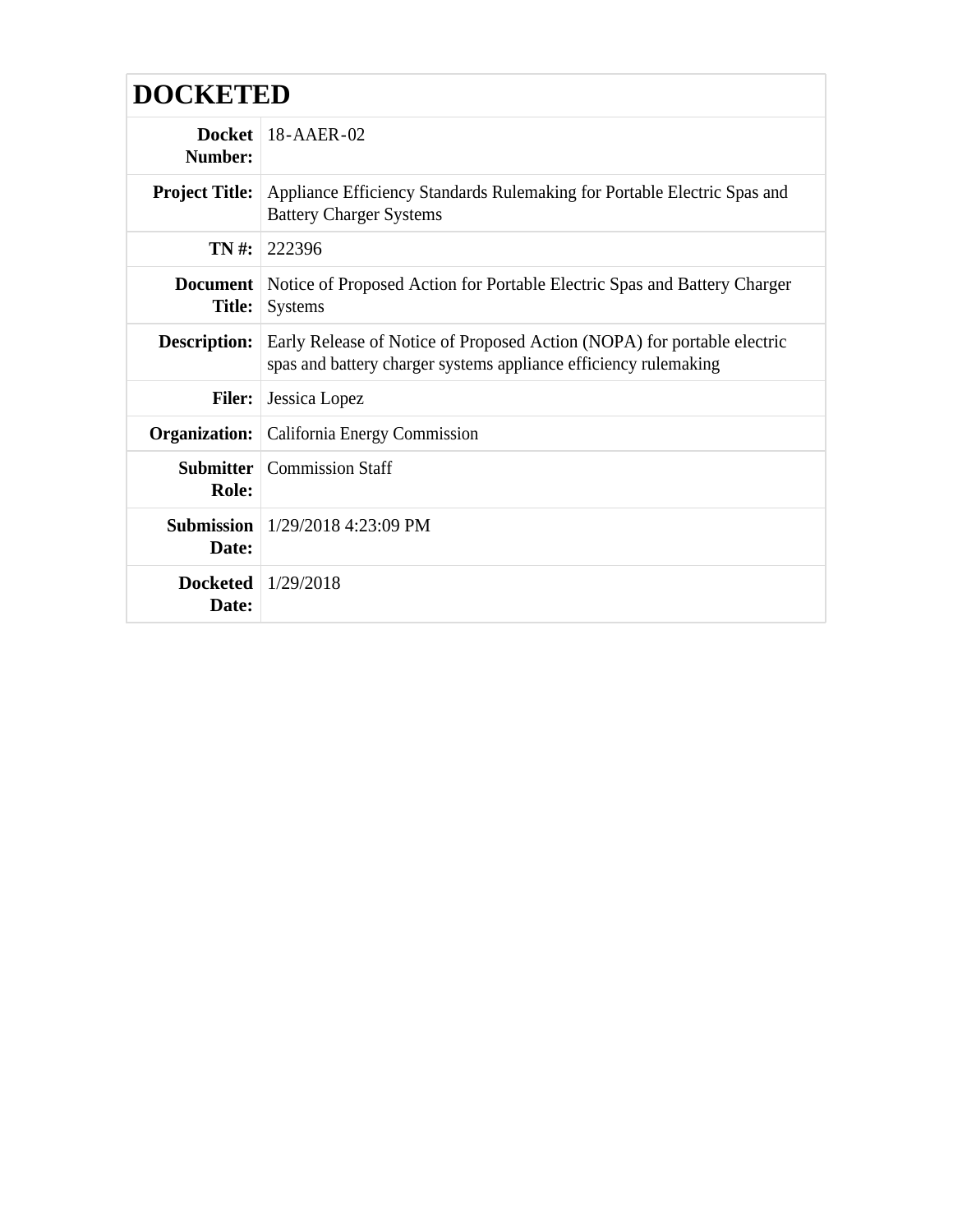# DOCKETED

| | |
|---|---|
| **Docket Number:** | 18-AAER-02 |
| **Project Title:** | Appliance Efficiency Standards Rulemaking for Portable Electric Spas and Battery Charger Systems |
| **TN #:** | 222396 |
| **Document Title:** | Notice of Proposed Action for Portable Electric Spas and Battery Charger Systems |
| **Description:** | Early Release of Notice of Proposed Action (NOPA) for portable electric spas and battery charger systems appliance efficiency rulemaking |
| **Filer:** | Jessica Lopez |
| **Organization:** | California Energy Commission |
| **Submitter Role:** | Commission Staff |
| **Submission Date:** | 1/29/2018 4:23:09 PM |
| **Docketed Date:** | 1/29/2018 |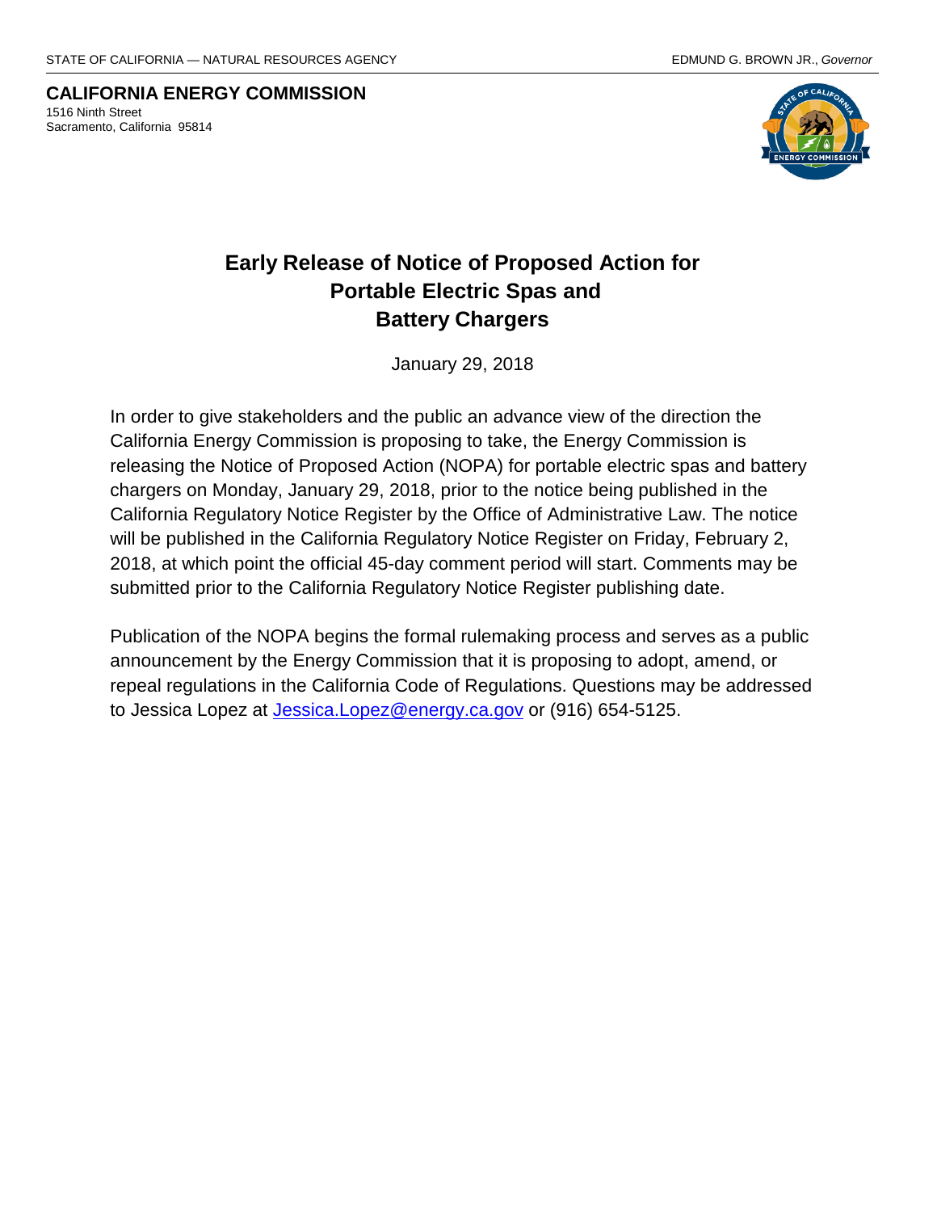STATE OF CALIFORNIA — NATURAL RESOURCES AGENCY

EDMUND G. BROWN JR., *Governor*

**CALIFORNIA ENERGY COMMISSION**
1516 Ninth Street
Sacramento, California 95814

# Early Release of Notice of Proposed Action for Portable Electric Spas and Battery Chargers

January 29, 2018

In order to give stakeholders and the public an advance view of the direction the California Energy Commission is proposing to take, the Energy Commission is releasing the Notice of Proposed Action (NOPA) for portable electric spas and battery chargers on Monday, January 29, 2018, prior to the notice being published in the California Regulatory Notice Register by the Office of Administrative Law. The notice will be published in the California Regulatory Notice Register on Friday, February 2, 2018, at which point the official 45-day comment period will start. Comments may be submitted prior to the California Regulatory Notice Register publishing date.

Publication of the NOPA begins the formal rulemaking process and serves as a public announcement by the Energy Commission that it is proposing to adopt, amend, or repeal regulations in the California Code of Regulations. Questions may be addressed to Jessica Lopez at [Jessica.Lopez@energy.ca.gov](mailto:Jessica.Lopez@energy.ca.gov) or (916) 654-5125.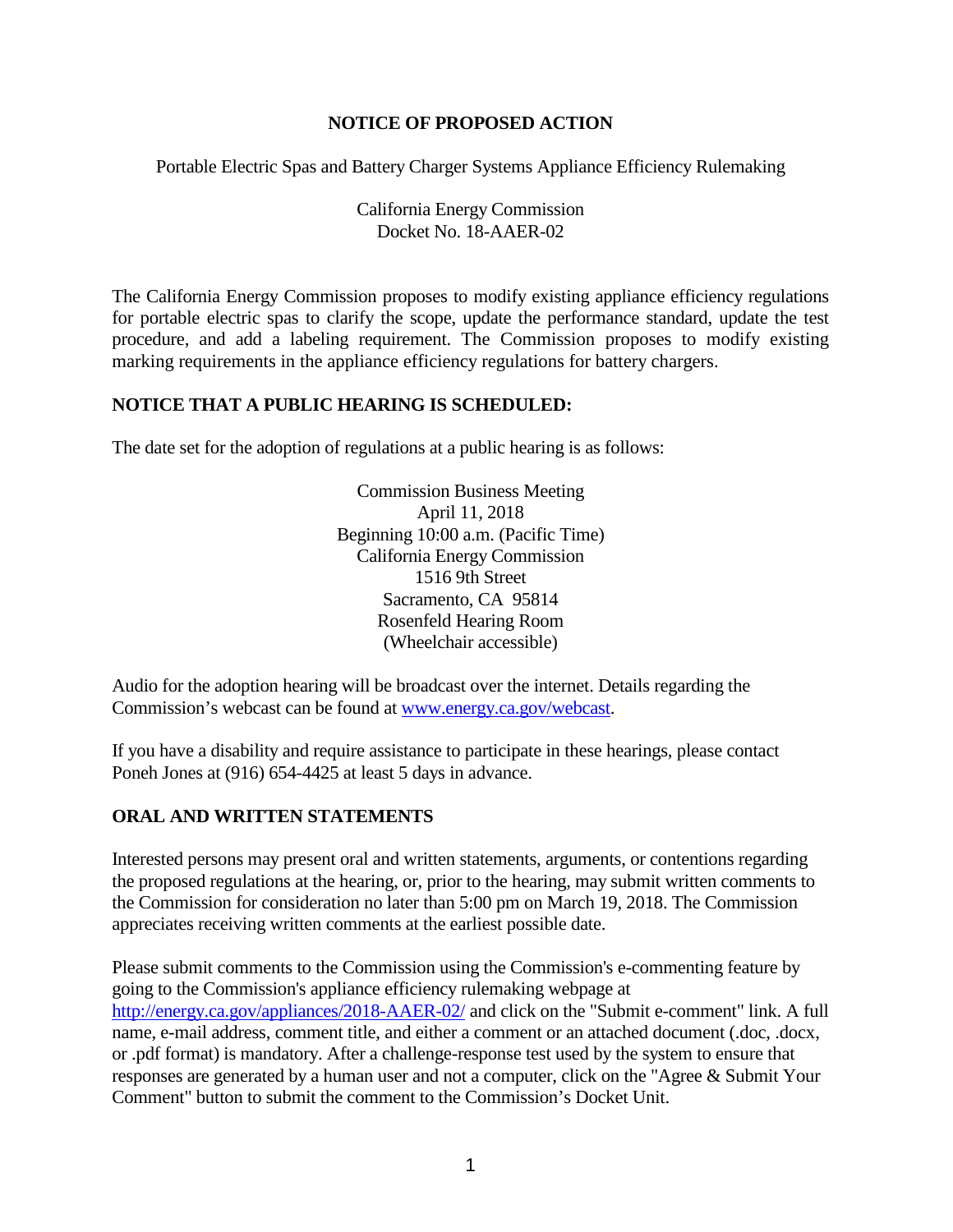# NOTICE OF PROPOSED ACTION

Portable Electric Spas and Battery Charger Systems Appliance Efficiency Rulemaking

California Energy Commission
Docket No. 18-AAER-02

The California Energy Commission proposes to modify existing appliance efficiency regulations for portable electric spas to clarify the scope, update the performance standard, update the test procedure, and add a labeling requirement. The Commission proposes to modify existing marking requirements in the appliance efficiency regulations for battery chargers.

## NOTICE THAT A PUBLIC HEARING IS SCHEDULED:

The date set for the adoption of regulations at a public hearing is as follows:

Commission Business Meeting
April 11, 2018
Beginning 10:00 a.m. (Pacific Time)
California Energy Commission
1516 9th Street
Sacramento, CA 95814
Rosenfeld Hearing Room
(Wheelchair accessible)

Audio for the adoption hearing will be broadcast over the internet. Details regarding the Commission's webcast can be found at www.energy.ca.gov/webcast.

If you have a disability and require assistance to participate in these hearings, please contact Poneh Jones at (916) 654-4425 at least 5 days in advance.

## ORAL AND WRITTEN STATEMENTS

Interested persons may present oral and written statements, arguments, or contentions regarding the proposed regulations at the hearing, or, prior to the hearing, may submit written comments to the Commission for consideration no later than 5:00 pm on March 19, 2018. The Commission appreciates receiving written comments at the earliest possible date.

Please submit comments to the Commission using the Commission's e-commenting feature by going to the Commission's appliance efficiency rulemaking webpage at http://energy.ca.gov/appliances/2018-AAER-02/ and click on the "Submit e-comment" link. A full name, e-mail address, comment title, and either a comment or an attached document (.doc, .docx, or .pdf format) is mandatory. After a challenge-response test used by the system to ensure that responses are generated by a human user and not a computer, click on the "Agree & Submit Your Comment" button to submit the comment to the Commission's Docket Unit.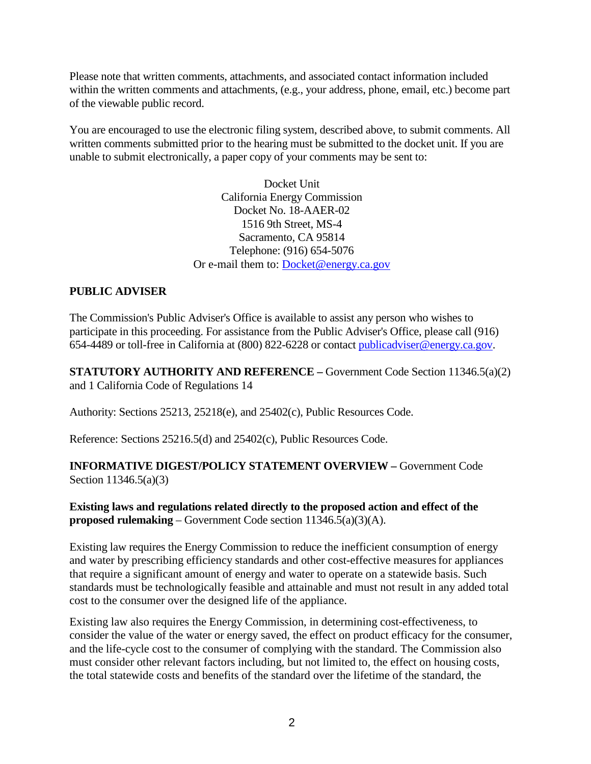Please note that written comments, attachments, and associated contact information included within the written comments and attachments, (e.g., your address, phone, email, etc.) become part of the viewable public record.

You are encouraged to use the electronic filing system, described above, to submit comments. All written comments submitted prior to the hearing must be submitted to the docket unit. If you are unable to submit electronically, a paper copy of your comments may be sent to:

Docket Unit
California Energy Commission
Docket No. 18-AAER-02
1516 9th Street, MS-4
Sacramento, CA 95814
Telephone: (916) 654-5076
Or e-mail them to: Docket@energy.ca.gov

**PUBLIC ADVISER**

The Commission's Public Adviser's Office is available to assist any person who wishes to participate in this proceeding. For assistance from the Public Adviser's Office, please call (916) 654-4489 or toll-free in California at (800) 822-6228 or contact publicadviser@energy.ca.gov.

**STATUTORY AUTHORITY AND REFERENCE –** Government Code Section 11346.5(a)(2) and 1 California Code of Regulations 14

Authority: Sections 25213, 25218(e), and 25402(c), Public Resources Code.

Reference: Sections 25216.5(d) and 25402(c), Public Resources Code.

**INFORMATIVE DIGEST/POLICY STATEMENT OVERVIEW –** Government Code Section 11346.5(a)(3)

**Existing laws and regulations related directly to the proposed action and effect of the proposed rulemaking** – Government Code section 11346.5(a)(3)(A).

Existing law requires the Energy Commission to reduce the inefficient consumption of energy and water by prescribing efficiency standards and other cost-effective measures for appliances that require a significant amount of energy and water to operate on a statewide basis. Such standards must be technologically feasible and attainable and must not result in any added total cost to the consumer over the designed life of the appliance.

Existing law also requires the Energy Commission, in determining cost-effectiveness, to consider the value of the water or energy saved, the effect on product efficacy for the consumer, and the life-cycle cost to the consumer of complying with the standard. The Commission also must consider other relevant factors including, but not limited to, the effect on housing costs, the total statewide costs and benefits of the standard over the lifetime of the standard, the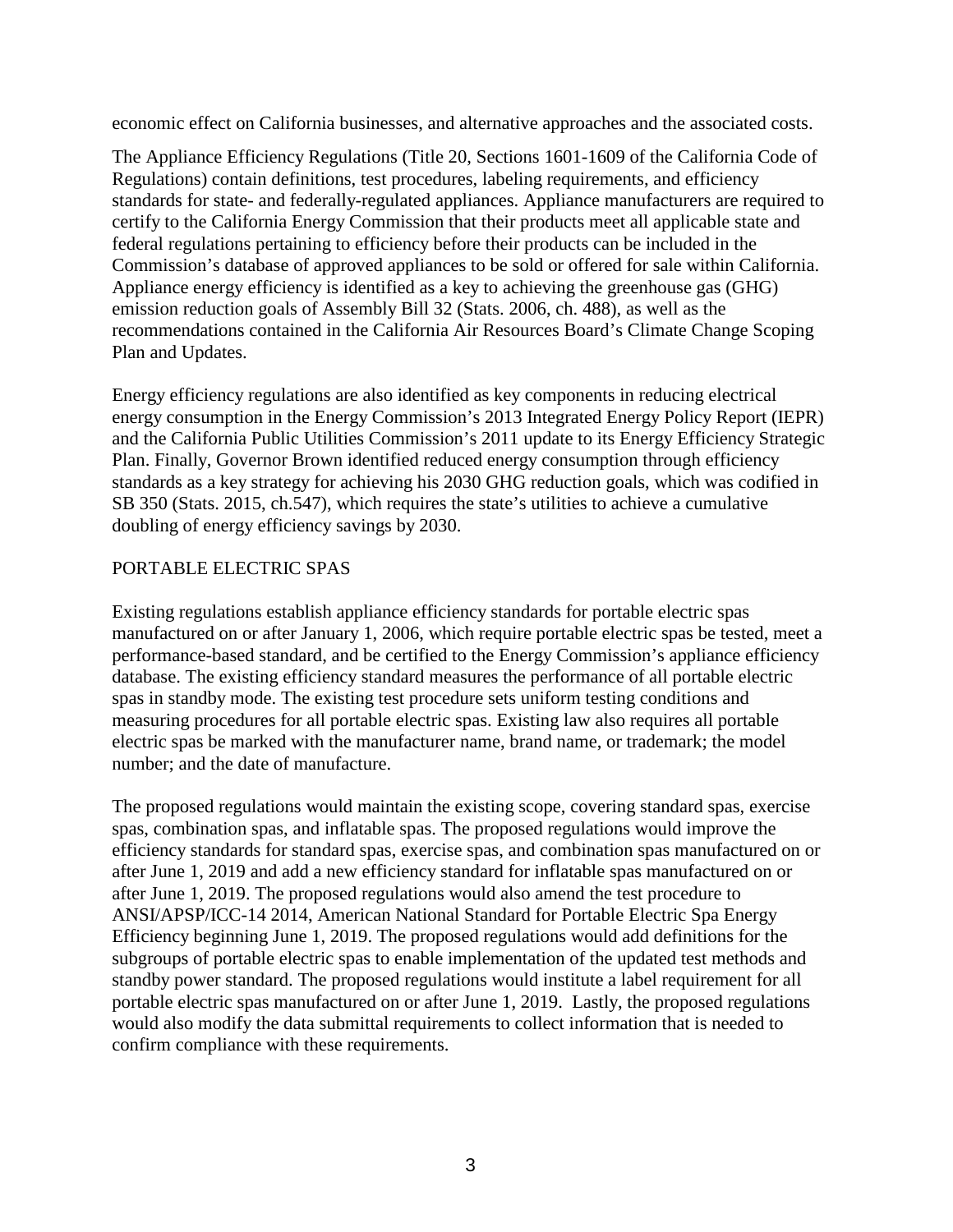economic effect on California businesses, and alternative approaches and the associated costs.

The Appliance Efficiency Regulations (Title 20, Sections 1601-1609 of the California Code of Regulations) contain definitions, test procedures, labeling requirements, and efficiency standards for state- and federally-regulated appliances. Appliance manufacturers are required to certify to the California Energy Commission that their products meet all applicable state and federal regulations pertaining to efficiency before their products can be included in the Commission's database of approved appliances to be sold or offered for sale within California. Appliance energy efficiency is identified as a key to achieving the greenhouse gas (GHG) emission reduction goals of Assembly Bill 32 (Stats. 2006, ch. 488), as well as the recommendations contained in the California Air Resources Board's Climate Change Scoping Plan and Updates.

Energy efficiency regulations are also identified as key components in reducing electrical energy consumption in the Energy Commission's 2013 Integrated Energy Policy Report (IEPR) and the California Public Utilities Commission's 2011 update to its Energy Efficiency Strategic Plan. Finally, Governor Brown identified reduced energy consumption through efficiency standards as a key strategy for achieving his 2030 GHG reduction goals, which was codified in SB 350 (Stats. 2015, ch.547), which requires the state's utilities to achieve a cumulative doubling of energy efficiency savings by 2030.

PORTABLE ELECTRIC SPAS

Existing regulations establish appliance efficiency standards for portable electric spas manufactured on or after January 1, 2006, which require portable electric spas be tested, meet a performance-based standard, and be certified to the Energy Commission's appliance efficiency database. The existing efficiency standard measures the performance of all portable electric spas in standby mode. The existing test procedure sets uniform testing conditions and measuring procedures for all portable electric spas. Existing law also requires all portable electric spas be marked with the manufacturer name, brand name, or trademark; the model number; and the date of manufacture.

The proposed regulations would maintain the existing scope, covering standard spas, exercise spas, combination spas, and inflatable spas. The proposed regulations would improve the efficiency standards for standard spas, exercise spas, and combination spas manufactured on or after June 1, 2019 and add a new efficiency standard for inflatable spas manufactured on or after June 1, 2019. The proposed regulations would also amend the test procedure to ANSI/APSP/ICC-14 2014, American National Standard for Portable Electric Spa Energy Efficiency beginning June 1, 2019. The proposed regulations would add definitions for the subgroups of portable electric spas to enable implementation of the updated test methods and standby power standard. The proposed regulations would institute a label requirement for all portable electric spas manufactured on or after June 1, 2019. Lastly, the proposed regulations would also modify the data submittal requirements to collect information that is needed to confirm compliance with these requirements.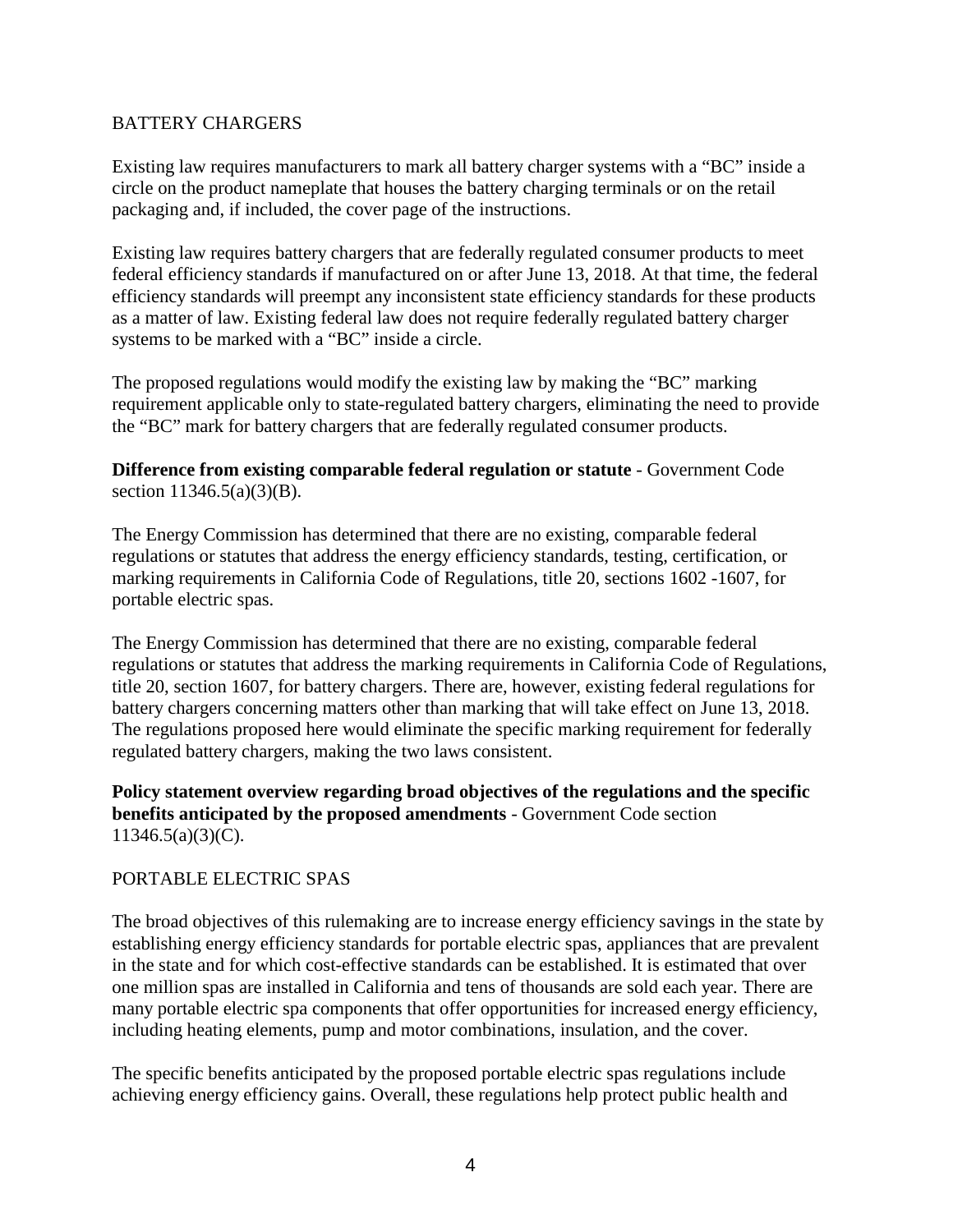BATTERY CHARGERS

Existing law requires manufacturers to mark all battery charger systems with a “BC” inside a circle on the product nameplate that houses the battery charging terminals or on the retail packaging and, if included, the cover page of the instructions.

Existing law requires battery chargers that are federally regulated consumer products to meet federal efficiency standards if manufactured on or after June 13, 2018. At that time, the federal efficiency standards will preempt any inconsistent state efficiency standards for these products as a matter of law. Existing federal law does not require federally regulated battery charger systems to be marked with a “BC” inside a circle.

The proposed regulations would modify the existing law by making the “BC” marking requirement applicable only to state-regulated battery chargers, eliminating the need to provide the “BC” mark for battery chargers that are federally regulated consumer products.

**Difference from existing comparable federal regulation or statute** - Government Code section 11346.5(a)(3)(B).

The Energy Commission has determined that there are no existing, comparable federal regulations or statutes that address the energy efficiency standards, testing, certification, or marking requirements in California Code of Regulations, title 20, sections 1602 -1607, for portable electric spas.

The Energy Commission has determined that there are no existing, comparable federal regulations or statutes that address the marking requirements in California Code of Regulations, title 20, section 1607, for battery chargers. There are, however, existing federal regulations for battery chargers concerning matters other than marking that will take effect on June 13, 2018. The regulations proposed here would eliminate the specific marking requirement for federally regulated battery chargers, making the two laws consistent.

**Policy statement overview regarding broad objectives of the regulations and the specific benefits anticipated by the proposed amendments** - Government Code section 11346.5(a)(3)(C).

PORTABLE ELECTRIC SPAS

The broad objectives of this rulemaking are to increase energy efficiency savings in the state by establishing energy efficiency standards for portable electric spas, appliances that are prevalent in the state and for which cost-effective standards can be established. It is estimated that over one million spas are installed in California and tens of thousands are sold each year. There are many portable electric spa components that offer opportunities for increased energy efficiency, including heating elements, pump and motor combinations, insulation, and the cover.

The specific benefits anticipated by the proposed portable electric spas regulations include achieving energy efficiency gains. Overall, these regulations help protect public health and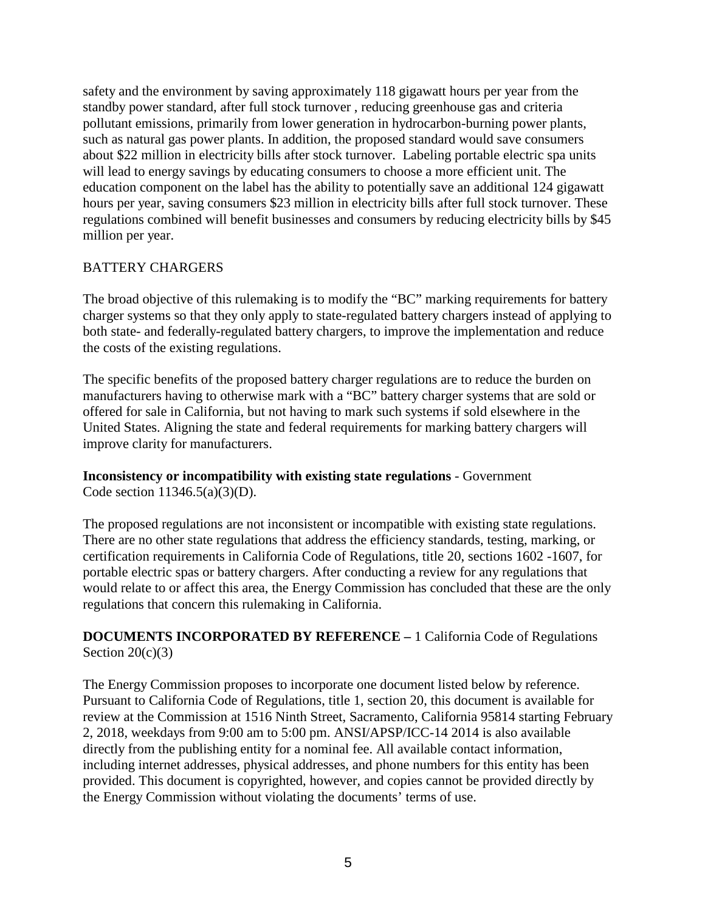safety and the environment by saving approximately 118 gigawatt hours per year from the standby power standard, after full stock turnover , reducing greenhouse gas and criteria pollutant emissions, primarily from lower generation in hydrocarbon-burning power plants, such as natural gas power plants. In addition, the proposed standard would save consumers about $22 million in electricity bills after stock turnover. Labeling portable electric spa units will lead to energy savings by educating consumers to choose a more efficient unit. The education component on the label has the ability to potentially save an additional 124 gigawatt hours per year, saving consumers $23 million in electricity bills after full stock turnover. These regulations combined will benefit businesses and consumers by reducing electricity bills by $45 million per year.

BATTERY CHARGERS

The broad objective of this rulemaking is to modify the "BC" marking requirements for battery charger systems so that they only apply to state-regulated battery chargers instead of applying to both state- and federally-regulated battery chargers, to improve the implementation and reduce the costs of the existing regulations.

The specific benefits of the proposed battery charger regulations are to reduce the burden on manufacturers having to otherwise mark with a "BC" battery charger systems that are sold or offered for sale in California, but not having to mark such systems if sold elsewhere in the United States. Aligning the state and federal requirements for marking battery chargers will improve clarity for manufacturers.

**Inconsistency or incompatibility with existing state regulations** - Government Code section 11346.5(a)(3)(D).

The proposed regulations are not inconsistent or incompatible with existing state regulations. There are no other state regulations that address the efficiency standards, testing, marking, or certification requirements in California Code of Regulations, title 20, sections 1602 -1607, for portable electric spas or battery chargers. After conducting a review for any regulations that would relate to or affect this area, the Energy Commission has concluded that these are the only regulations that concern this rulemaking in California.

**DOCUMENTS INCORPORATED BY REFERENCE –** 1 California Code of Regulations Section 20(c)(3)

The Energy Commission proposes to incorporate one document listed below by reference. Pursuant to California Code of Regulations, title 1, section 20, this document is available for review at the Commission at 1516 Ninth Street, Sacramento, California 95814 starting February 2, 2018, weekdays from 9:00 am to 5:00 pm. ANSI/APSP/ICC-14 2014 is also available directly from the publishing entity for a nominal fee. All available contact information, including internet addresses, physical addresses, and phone numbers for this entity has been provided. This document is copyrighted, however, and copies cannot be provided directly by the Energy Commission without violating the documents' terms of use.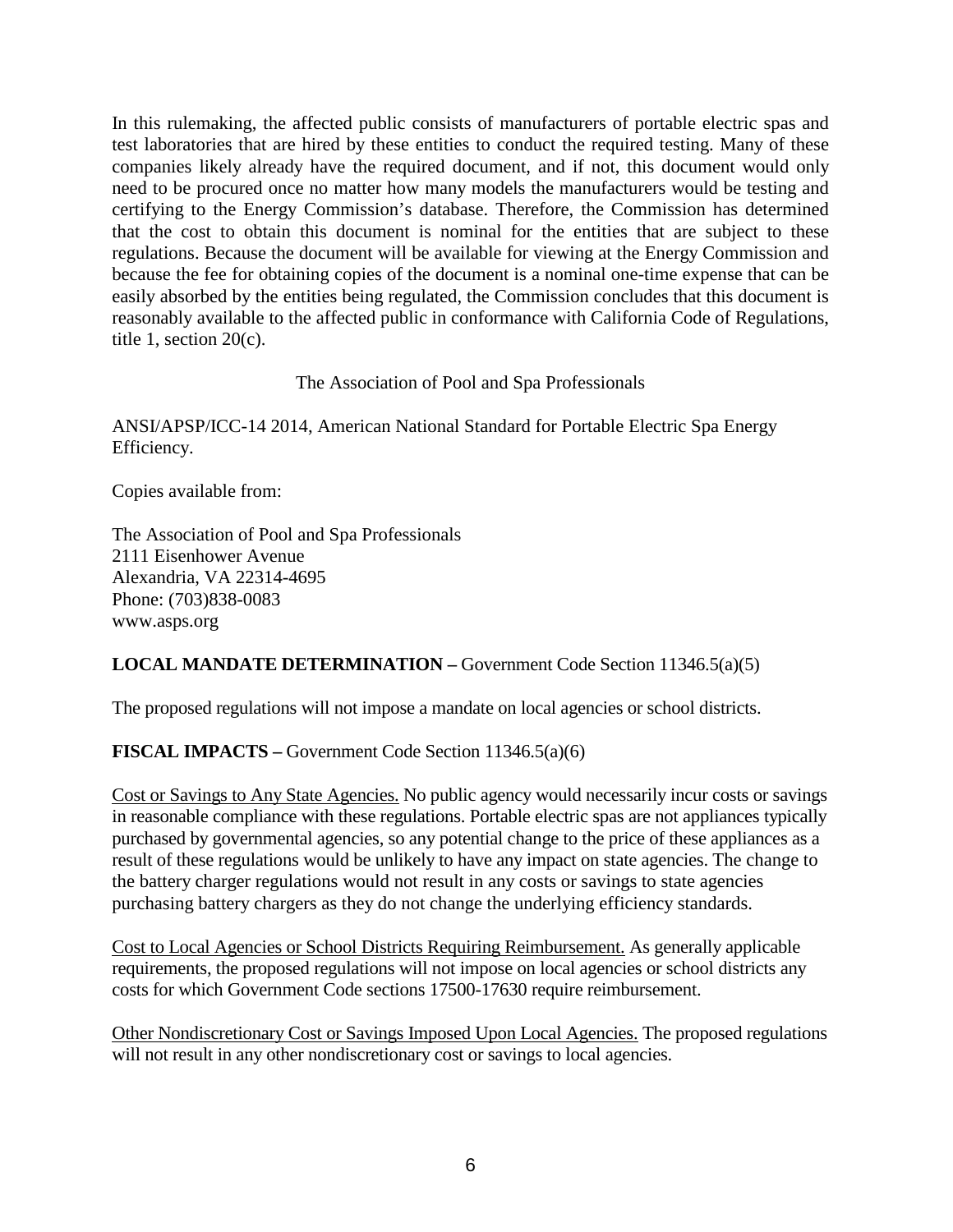In this rulemaking, the affected public consists of manufacturers of portable electric spas and test laboratories that are hired by these entities to conduct the required testing. Many of these companies likely already have the required document, and if not, this document would only need to be procured once no matter how many models the manufacturers would be testing and certifying to the Energy Commission's database. Therefore, the Commission has determined that the cost to obtain this document is nominal for the entities that are subject to these regulations. Because the document will be available for viewing at the Energy Commission and because the fee for obtaining copies of the document is a nominal one-time expense that can be easily absorbed by the entities being regulated, the Commission concludes that this document is reasonably available to the affected public in conformance with California Code of Regulations, title 1, section 20(c).

The Association of Pool and Spa Professionals

ANSI/APSP/ICC-14 2014, American National Standard for Portable Electric Spa Energy Efficiency.

Copies available from:

The Association of Pool and Spa Professionals
2111 Eisenhower Avenue
Alexandria, VA 22314-4695
Phone: (703)838-0083
www.asps.org

**LOCAL MANDATE DETERMINATION –** Government Code Section 11346.5(a)(5)

The proposed regulations will not impose a mandate on local agencies or school districts.

**FISCAL IMPACTS –** Government Code Section 11346.5(a)(6)

Cost or Savings to Any State Agencies. No public agency would necessarily incur costs or savings in reasonable compliance with these regulations. Portable electric spas are not appliances typically purchased by governmental agencies, so any potential change to the price of these appliances as a result of these regulations would be unlikely to have any impact on state agencies. The change to the battery charger regulations would not result in any costs or savings to state agencies purchasing battery chargers as they do not change the underlying efficiency standards.

Cost to Local Agencies or School Districts Requiring Reimbursement. As generally applicable requirements, the proposed regulations will not impose on local agencies or school districts any costs for which Government Code sections 17500-17630 require reimbursement.

Other Nondiscretionary Cost or Savings Imposed Upon Local Agencies. The proposed regulations will not result in any other nondiscretionary cost or savings to local agencies.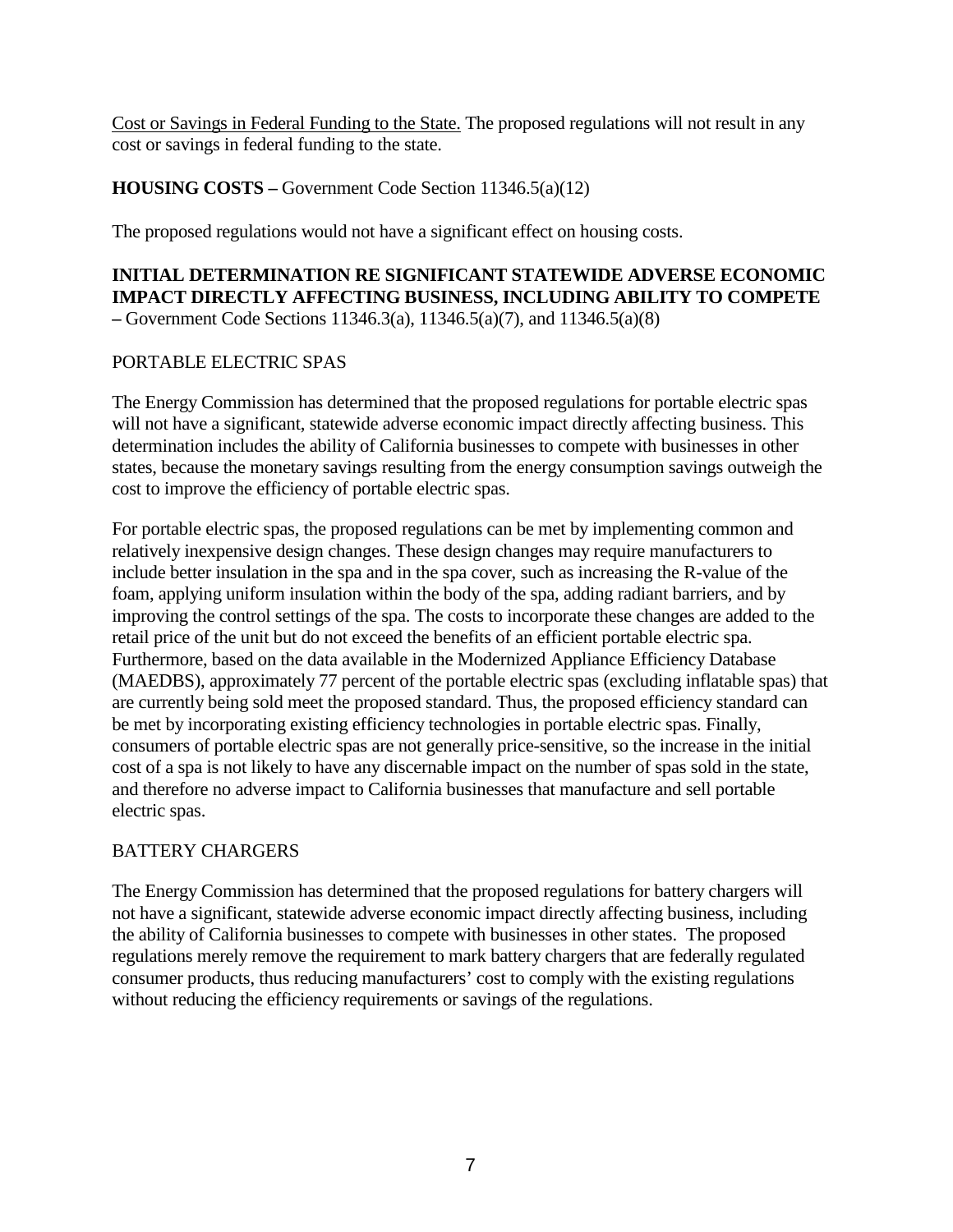Cost or Savings in Federal Funding to the State. The proposed regulations will not result in any cost or savings in federal funding to the state.

**HOUSING COSTS –** Government Code Section 11346.5(a)(12)

The proposed regulations would not have a significant effect on housing costs.

**INITIAL DETERMINATION RE SIGNIFICANT STATEWIDE ADVERSE ECONOMIC IMPACT DIRECTLY AFFECTING BUSINESS, INCLUDING ABILITY TO COMPETE –** Government Code Sections 11346.3(a), 11346.5(a)(7), and 11346.5(a)(8)

PORTABLE ELECTRIC SPAS

The Energy Commission has determined that the proposed regulations for portable electric spas will not have a significant, statewide adverse economic impact directly affecting business. This determination includes the ability of California businesses to compete with businesses in other states, because the monetary savings resulting from the energy consumption savings outweigh the cost to improve the efficiency of portable electric spas.

For portable electric spas, the proposed regulations can be met by implementing common and relatively inexpensive design changes. These design changes may require manufacturers to include better insulation in the spa and in the spa cover, such as increasing the R-value of the foam, applying uniform insulation within the body of the spa, adding radiant barriers, and by improving the control settings of the spa. The costs to incorporate these changes are added to the retail price of the unit but do not exceed the benefits of an efficient portable electric spa. Furthermore, based on the data available in the Modernized Appliance Efficiency Database (MAEDBS), approximately 77 percent of the portable electric spas (excluding inflatable spas) that are currently being sold meet the proposed standard. Thus, the proposed efficiency standard can be met by incorporating existing efficiency technologies in portable electric spas. Finally, consumers of portable electric spas are not generally price-sensitive, so the increase in the initial cost of a spa is not likely to have any discernable impact on the number of spas sold in the state, and therefore no adverse impact to California businesses that manufacture and sell portable electric spas.

BATTERY CHARGERS

The Energy Commission has determined that the proposed regulations for battery chargers will not have a significant, statewide adverse economic impact directly affecting business, including the ability of California businesses to compete with businesses in other states. The proposed regulations merely remove the requirement to mark battery chargers that are federally regulated consumer products, thus reducing manufacturers' cost to comply with the existing regulations without reducing the efficiency requirements or savings of the regulations.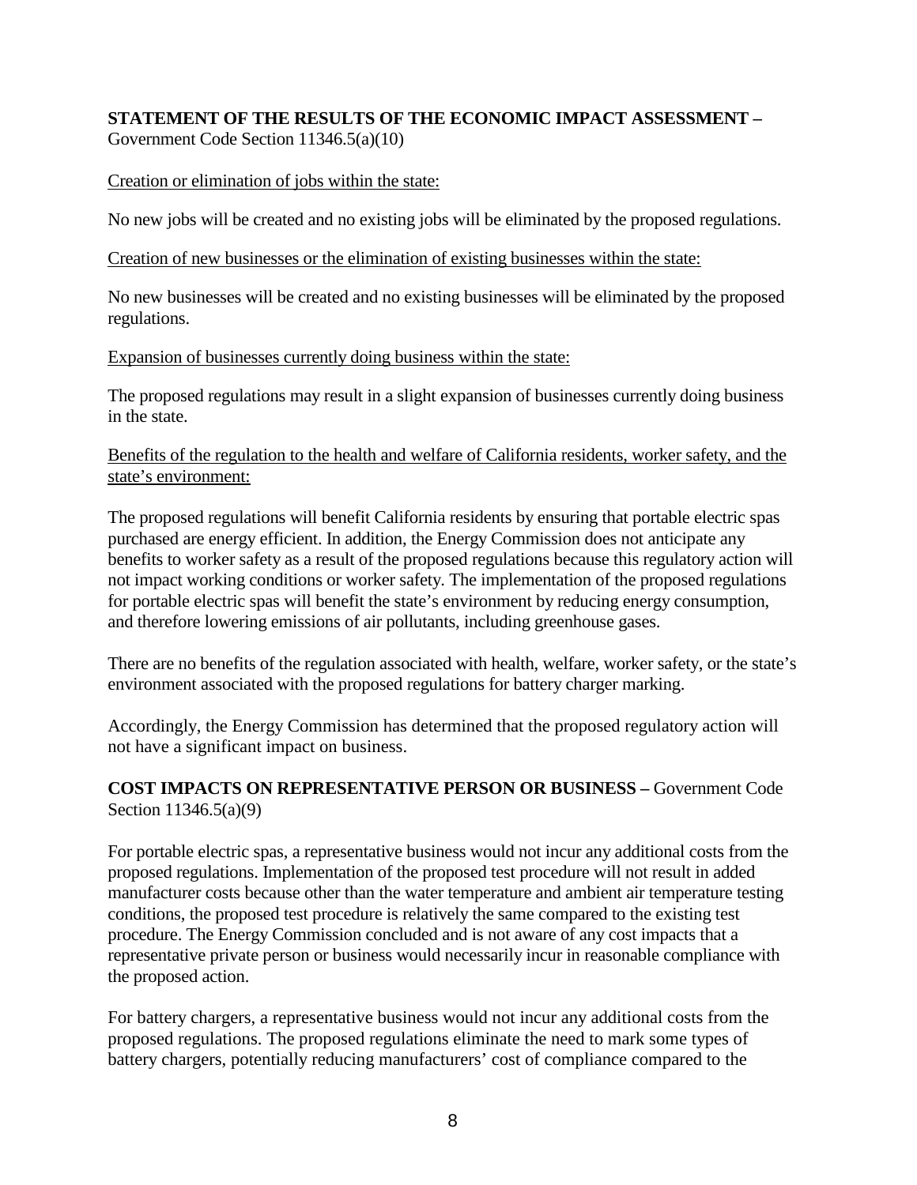**STATEMENT OF THE RESULTS OF THE ECONOMIC IMPACT ASSESSMENT –** Government Code Section 11346.5(a)(10)

Creation or elimination of jobs within the state:

No new jobs will be created and no existing jobs will be eliminated by the proposed regulations.

Creation of new businesses or the elimination of existing businesses within the state:

No new businesses will be created and no existing businesses will be eliminated by the proposed regulations.

Expansion of businesses currently doing business within the state:

The proposed regulations may result in a slight expansion of businesses currently doing business in the state.

Benefits of the regulation to the health and welfare of California residents, worker safety, and the state's environment:

The proposed regulations will benefit California residents by ensuring that portable electric spas purchased are energy efficient. In addition, the Energy Commission does not anticipate any benefits to worker safety as a result of the proposed regulations because this regulatory action will not impact working conditions or worker safety. The implementation of the proposed regulations for portable electric spas will benefit the state's environment by reducing energy consumption, and therefore lowering emissions of air pollutants, including greenhouse gases.

There are no benefits of the regulation associated with health, welfare, worker safety, or the state's environment associated with the proposed regulations for battery charger marking.

Accordingly, the Energy Commission has determined that the proposed regulatory action will not have a significant impact on business.

**COST IMPACTS ON REPRESENTATIVE PERSON OR BUSINESS –** Government Code Section 11346.5(a)(9)

For portable electric spas, a representative business would not incur any additional costs from the proposed regulations. Implementation of the proposed test procedure will not result in added manufacturer costs because other than the water temperature and ambient air temperature testing conditions, the proposed test procedure is relatively the same compared to the existing test procedure. The Energy Commission concluded and is not aware of any cost impacts that a representative private person or business would necessarily incur in reasonable compliance with the proposed action.

For battery chargers, a representative business would not incur any additional costs from the proposed regulations. The proposed regulations eliminate the need to mark some types of battery chargers, potentially reducing manufacturers' cost of compliance compared to the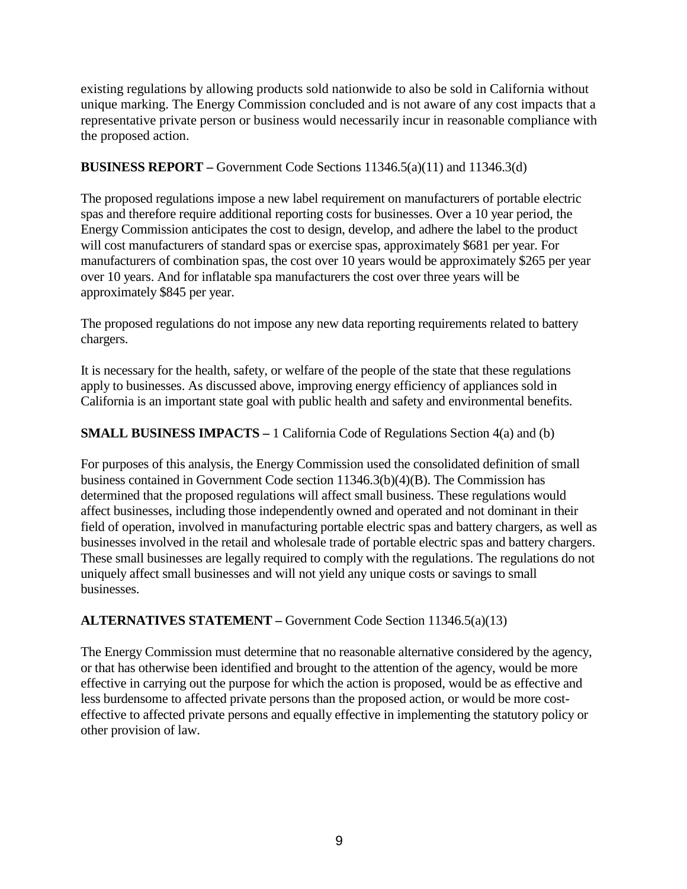existing regulations by allowing products sold nationwide to also be sold in California without unique marking. The Energy Commission concluded and is not aware of any cost impacts that a representative private person or business would necessarily incur in reasonable compliance with the proposed action.

**BUSINESS REPORT –** Government Code Sections 11346.5(a)(11) and 11346.3(d)

The proposed regulations impose a new label requirement on manufacturers of portable electric spas and therefore require additional reporting costs for businesses. Over a 10 year period, the Energy Commission anticipates the cost to design, develop, and adhere the label to the product will cost manufacturers of standard spas or exercise spas, approximately $681 per year. For manufacturers of combination spas, the cost over 10 years would be approximately $265 per year over 10 years. And for inflatable spa manufacturers the cost over three years will be approximately $845 per year.

The proposed regulations do not impose any new data reporting requirements related to battery chargers.

It is necessary for the health, safety, or welfare of the people of the state that these regulations apply to businesses. As discussed above, improving energy efficiency of appliances sold in California is an important state goal with public health and safety and environmental benefits.

**SMALL BUSINESS IMPACTS –** 1 California Code of Regulations Section 4(a) and (b)

For purposes of this analysis, the Energy Commission used the consolidated definition of small business contained in Government Code section 11346.3(b)(4)(B). The Commission has determined that the proposed regulations will affect small business. These regulations would affect businesses, including those independently owned and operated and not dominant in their field of operation, involved in manufacturing portable electric spas and battery chargers, as well as businesses involved in the retail and wholesale trade of portable electric spas and battery chargers. These small businesses are legally required to comply with the regulations. The regulations do not uniquely affect small businesses and will not yield any unique costs or savings to small businesses.

**ALTERNATIVES STATEMENT –** Government Code Section 11346.5(a)(13)

The Energy Commission must determine that no reasonable alternative considered by the agency, or that has otherwise been identified and brought to the attention of the agency, would be more effective in carrying out the purpose for which the action is proposed, would be as effective and less burdensome to affected private persons than the proposed action, or would be more cost-effective to affected private persons and equally effective in implementing the statutory policy or other provision of law.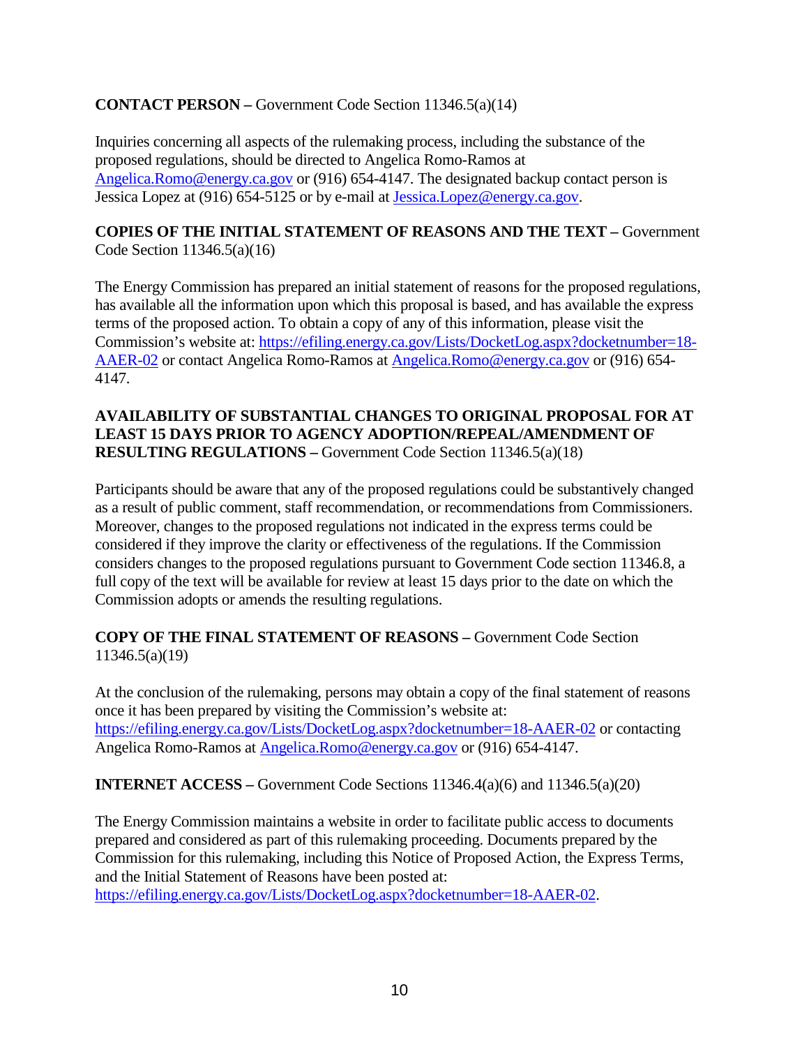**CONTACT PERSON –** Government Code Section 11346.5(a)(14)

Inquiries concerning all aspects of the rulemaking process, including the substance of the proposed regulations, should be directed to Angelica Romo-Ramos at Angelica.Romo@energy.ca.gov or (916) 654-4147. The designated backup contact person is Jessica Lopez at (916) 654-5125 or by e-mail at Jessica.Lopez@energy.ca.gov.

**COPIES OF THE INITIAL STATEMENT OF REASONS AND THE TEXT –** Government Code Section 11346.5(a)(16)

The Energy Commission has prepared an initial statement of reasons for the proposed regulations, has available all the information upon which this proposal is based, and has available the express terms of the proposed action. To obtain a copy of any of this information, please visit the Commission's website at: https://efiling.energy.ca.gov/Lists/DocketLog.aspx?docketnumber=18-AAER-02 or contact Angelica Romo-Ramos at Angelica.Romo@energy.ca.gov or (916) 654-4147.

**AVAILABILITY OF SUBSTANTIAL CHANGES TO ORIGINAL PROPOSAL FOR AT LEAST 15 DAYS PRIOR TO AGENCY ADOPTION/REPEAL/AMENDMENT OF RESULTING REGULATIONS –** Government Code Section 11346.5(a)(18)

Participants should be aware that any of the proposed regulations could be substantively changed as a result of public comment, staff recommendation, or recommendations from Commissioners. Moreover, changes to the proposed regulations not indicated in the express terms could be considered if they improve the clarity or effectiveness of the regulations. If the Commission considers changes to the proposed regulations pursuant to Government Code section 11346.8, a full copy of the text will be available for review at least 15 days prior to the date on which the Commission adopts or amends the resulting regulations.

**COPY OF THE FINAL STATEMENT OF REASONS –** Government Code Section 11346.5(a)(19)

At the conclusion of the rulemaking, persons may obtain a copy of the final statement of reasons once it has been prepared by visiting the Commission's website at: https://efiling.energy.ca.gov/Lists/DocketLog.aspx?docketnumber=18-AAER-02 or contacting Angelica Romo-Ramos at Angelica.Romo@energy.ca.gov or (916) 654-4147.

**INTERNET ACCESS –** Government Code Sections 11346.4(a)(6) and 11346.5(a)(20)

The Energy Commission maintains a website in order to facilitate public access to documents prepared and considered as part of this rulemaking proceeding. Documents prepared by the Commission for this rulemaking, including this Notice of Proposed Action, the Express Terms, and the Initial Statement of Reasons have been posted at: https://efiling.energy.ca.gov/Lists/DocketLog.aspx?docketnumber=18-AAER-02.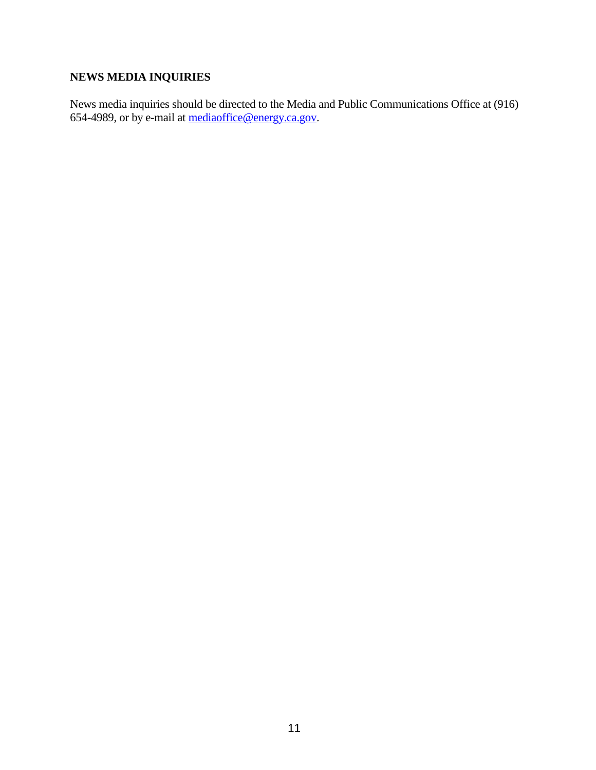## NEWS MEDIA INQUIRIES

News media inquiries should be directed to the Media and Public Communications Office at (916) 654-4989, or by e-mail at [mediaoffice@energy.ca.gov](mailto:mediaoffice@energy.ca.gov).